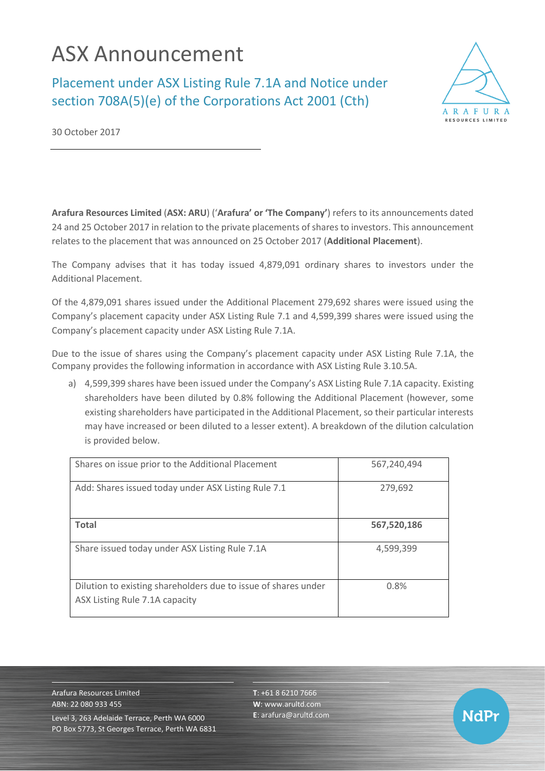# ASX Announcement

## Placement under ASX Listing Rule 7.1A and Notice under section 708A(5)(e) of the Corporations Act 2001 (Cth)

30 October 2017

**Arafura Resources Limited** (**ASX: ARU**) ('**Arafura' or 'The Company'**) refers to its announcements dated 24 and 25 October 2017 in relation to the private placements of shares to investors. This announcement relates to the placement that was announced on 25 October 2017 (**Additional Placement**).

The Company advises that it has today issued 4,879,091 ordinary shares to investors under the Additional Placement.

Of the 4,879,091 shares issued under the Additional Placement 279,692 shares were issued using the Company's placement capacity under ASX Listing Rule 7.1 and 4,599,399 shares were issued using the Company's placement capacity under ASX Listing Rule 7.1A.

Due to the issue of shares using the Company's placement capacity under ASX Listing Rule 7.1A, the Company provides the following information in accordance with ASX Listing Rule 3.10.5A.

a) 4,599,399 shares have been issued under the Company's ASX Listing Rule 7.1A capacity. Existing shareholders have been diluted by 0.8% following the Additional Placement (however, some existing shareholders have participated in the Additional Placement, so their particular interests may have increased or been diluted to a lesser extent). A breakdown of the dilution calculation is provided below.

| | |
|---|---|
| Shares on issue prior to the Additional Placement | 567,240,494 |
| Add: Shares issued today under ASX Listing Rule 7.1 | 279,692 |
| **Total** | **567,520,186** |
| Share issued today under ASX Listing Rule 7.1A | 4,599,399 |
| Dilution to existing shareholders due to issue of shares under ASX Listing Rule 7.1A capacity | 0.8% |

Arafura Resources Limited
ABN: 22 080 933 455
Level 3, 263 Adelaide Terrace, Perth WA 6000
PO Box 5773, St Georges Terrace, Perth WA 6831

**T**: +61 8 6210 7666
**W**: www.arultd.com
**E**: arafura@arultd.com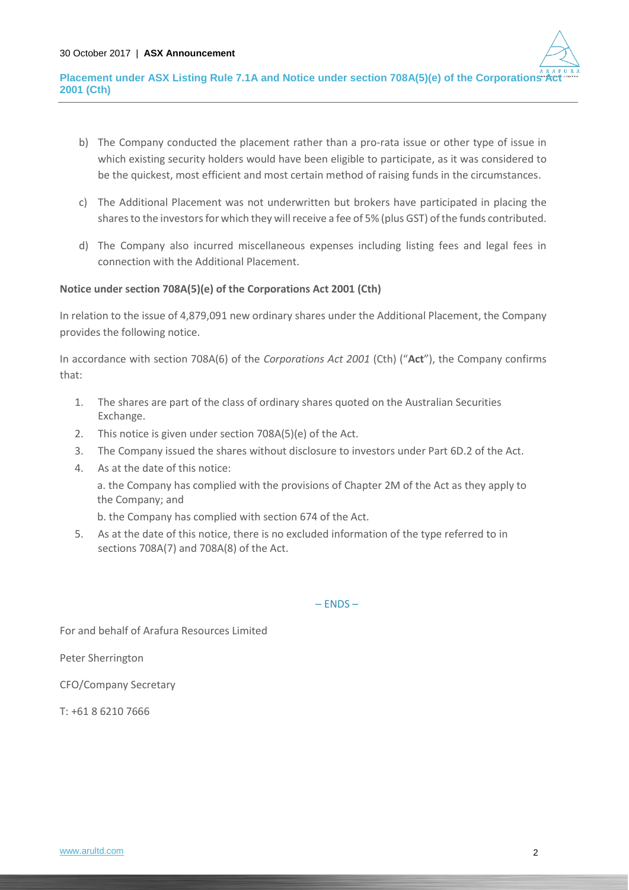b) The Company conducted the placement rather than a pro-rata issue or other type of issue in which existing security holders would have been eligible to participate, as it was considered to be the quickest, most efficient and most certain method of raising funds in the circumstances.

c) The Additional Placement was not underwritten but brokers have participated in placing the shares to the investors for which they will receive a fee of 5% (plus GST) of the funds contributed.

d) The Company also incurred miscellaneous expenses including listing fees and legal fees in connection with the Additional Placement.

**Notice under section 708A(5)(e) of the Corporations Act 2001 (Cth)**

In relation to the issue of 4,879,091 new ordinary shares under the Additional Placement, the Company provides the following notice.

In accordance with section 708A(6) of the *Corporations Act 2001* (Cth) ("**Act**"), the Company confirms that:

1. The shares are part of the class of ordinary shares quoted on the Australian Securities Exchange.
2. This notice is given under section 708A(5)(e) of the Act.
3. The Company issued the shares without disclosure to investors under Part 6D.2 of the Act.
4. As at the date of this notice:

   a. the Company has complied with the provisions of Chapter 2M of the Act as they apply to the Company; and

   b. the Company has complied with section 674 of the Act.
5. As at the date of this notice, there is no excluded information of the type referred to in sections 708A(7) and 708A(8) of the Act.

– ENDS –

For and behalf of Arafura Resources Limited

Peter Sherrington

CFO/Company Secretary

T: +61 8 6210 7666